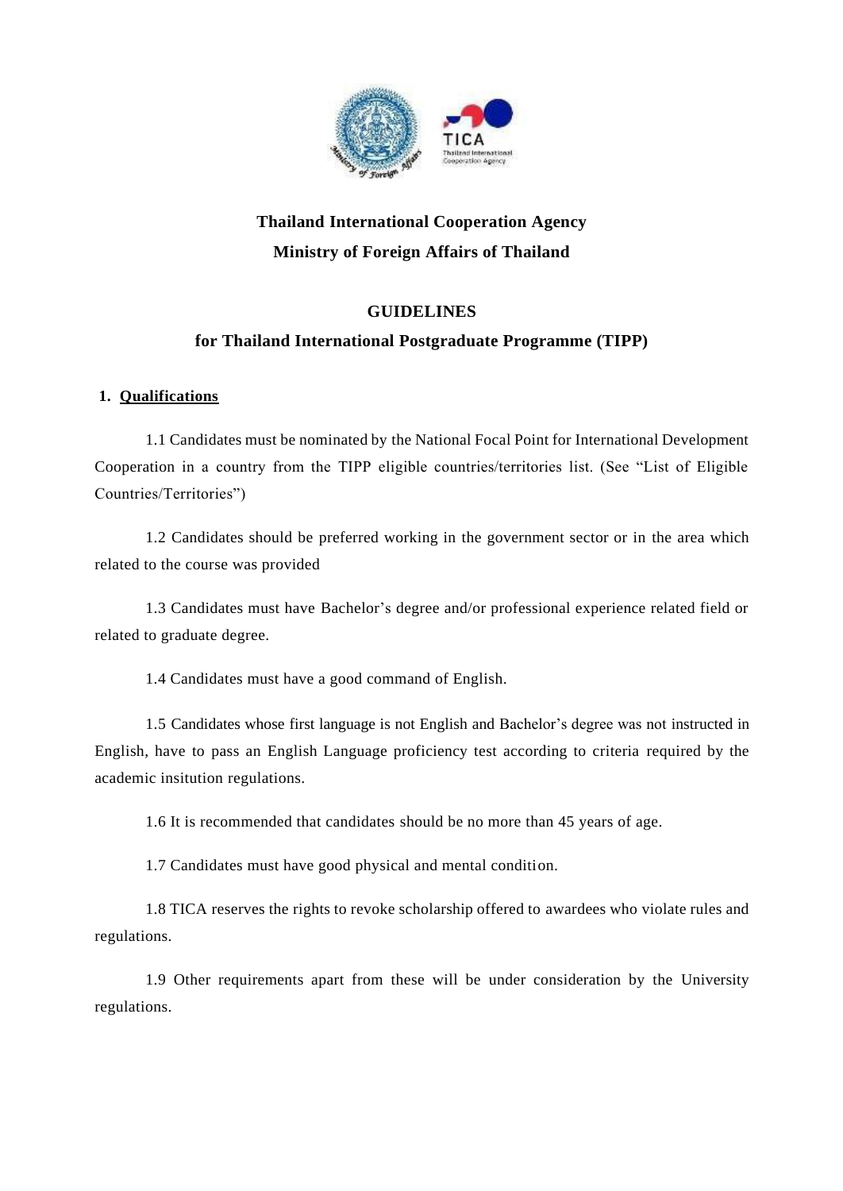**Thailand International Cooperation Agency**

**Ministry of Foreign Affairs of Thailand**

# GUIDELINES

## for Thailand International Postgraduate Programme (TIPP)

### 1. Qualifications

1.1 Candidates must be nominated by the National Focal Point for International Development Cooperation in a country from the TIPP eligible countries/territories list. (See "List of Eligible Countries/Territories")

1.2 Candidates should be preferred working in the government sector or in the area which related to the course was provided

1.3 Candidates must have Bachelor's degree and/or professional experience related field or related to graduate degree.

1.4 Candidates must have a good command of English.

1.5 Candidates whose first language is not English and Bachelor's degree was not instructed in English, have to pass an English Language proficiency test according to criteria required by the academic insitution regulations.

1.6 It is recommended that candidates should be no more than 45 years of age.

1.7 Candidates must have good physical and mental condition.

1.8 TICA reserves the rights to revoke scholarship offered to awardees who violate rules and regulations.

1.9 Other requirements apart from these will be under consideration by the University regulations.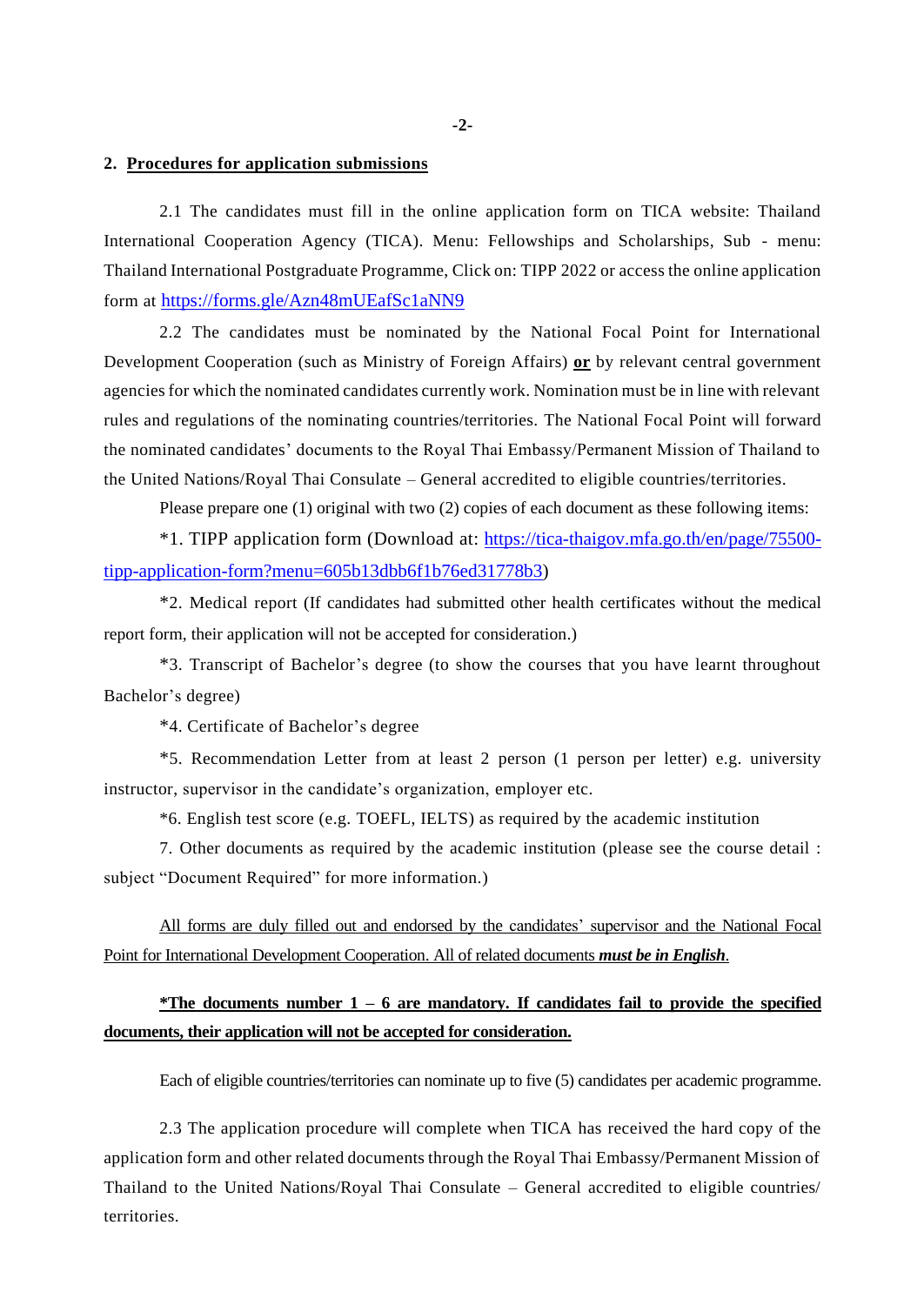## 2. **Procedures for application submissions**

2.1 The candidates must fill in the online application form on TICA website: Thailand International Cooperation Agency (TICA). Menu: Fellowships and Scholarships, Sub - menu: Thailand International Postgraduate Programme, Click on: TIPP 2022 or access the online application form at https://forms.gle/Azn48mUEafSc1aNN9

2.2 The candidates must be nominated by the National Focal Point for International Development Cooperation (such as Ministry of Foreign Affairs) **or** by relevant central government agencies for which the nominated candidates currently work. Nomination must be in line with relevant rules and regulations of the nominating countries/territories. The National Focal Point will forward the nominated candidates' documents to the Royal Thai Embassy/Permanent Mission of Thailand to the United Nations/Royal Thai Consulate – General accredited to eligible countries/territories.

Please prepare one (1) original with two (2) copies of each document as these following items:

*1. TIPP application form (Download at: https://tica-thaigov.mfa.go.th/en/page/75500-tipp-application-form?menu=605b13dbb6f1b76ed31778b3)

*2. Medical report (If candidates had submitted other health certificates without the medical report form, their application will not be accepted for consideration.)

*3. Transcript of Bachelor's degree (to show the courses that you have learnt throughout Bachelor's degree)

*4. Certificate of Bachelor's degree

*5. Recommendation Letter from at least 2 person (1 person per letter) e.g. university instructor, supervisor in the candidate's organization, employer etc.

*6. English test score (e.g. TOEFL, IELTS) as required by the academic institution

7. Other documents as required by the academic institution (please see the course detail : subject "Document Required" for more information.)

All forms are duly filled out and endorsed by the candidates' supervisor and the National Focal Point for International Development Cooperation. All of related documents ***must be in English***.

**\*The documents number 1 – 6 are mandatory. If candidates fail to provide the specified documents, their application will not be accepted for consideration.**

Each of eligible countries/territories can nominate up to five (5) candidates per academic programme.

2.3 The application procedure will complete when TICA has received the hard copy of the application form and other related documents through the Royal Thai Embassy/Permanent Mission of Thailand to the United Nations/Royal Thai Consulate – General accredited to eligible countries/territories.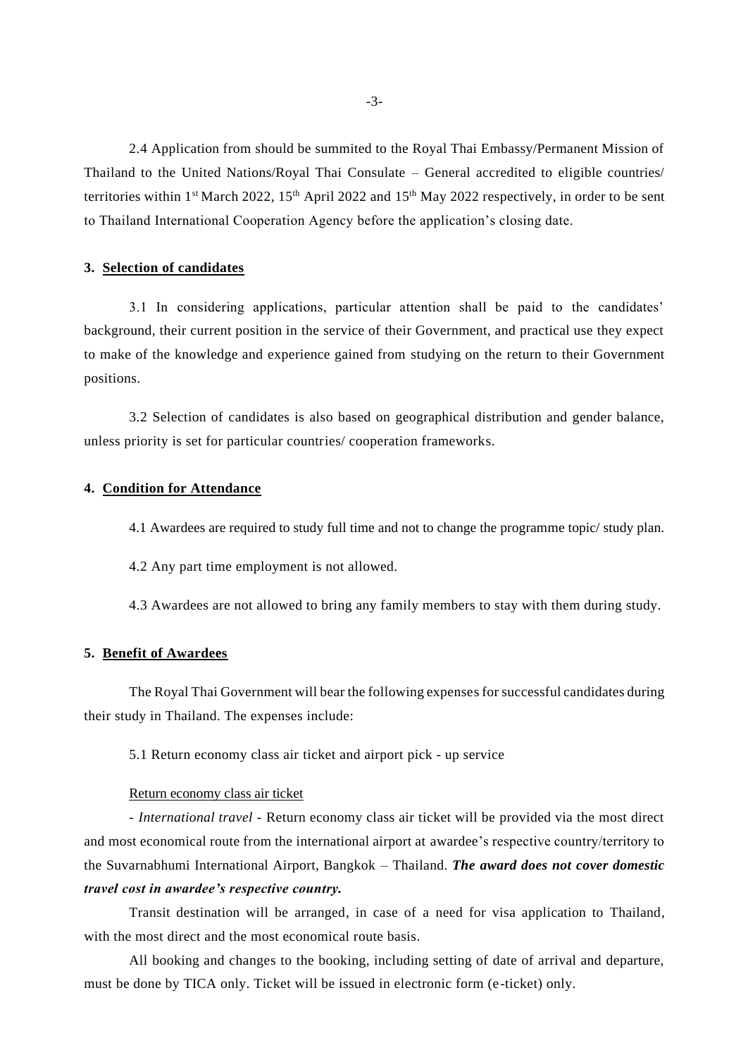2.4 Application from should be summited to the Royal Thai Embassy/Permanent Mission of Thailand to the United Nations/Royal Thai Consulate – General accredited to eligible countries/ territories within 1st March 2022, 15th April 2022 and 15th May 2022 respectively, in order to be sent to Thailand International Cooperation Agency before the application's closing date.

## 3. Selection of candidates

3.1 In considering applications, particular attention shall be paid to the candidates' background, their current position in the service of their Government, and practical use they expect to make of the knowledge and experience gained from studying on the return to their Government positions.

3.2 Selection of candidates is also based on geographical distribution and gender balance, unless priority is set for particular countries/ cooperation frameworks.

## 4. Condition for Attendance

4.1 Awardees are required to study full time and not to change the programme topic/ study plan.

4.2 Any part time employment is not allowed.

4.3 Awardees are not allowed to bring any family members to stay with them during study.

## 5. Benefit of Awardees

The Royal Thai Government will bear the following expenses for successful candidates during their study in Thailand. The expenses include:

5.1 Return economy class air ticket and airport pick - up service

Return economy class air ticket

- *International travel* - Return economy class air ticket will be provided via the most direct and most economical route from the international airport at awardee's respective country/territory to the Suvarnabhumi International Airport, Bangkok – Thailand. ***The award does not cover domestic travel cost in awardee's respective country.***

Transit destination will be arranged, in case of a need for visa application to Thailand, with the most direct and the most economical route basis.

All booking and changes to the booking, including setting of date of arrival and departure, must be done by TICA only. Ticket will be issued in electronic form (e-ticket) only.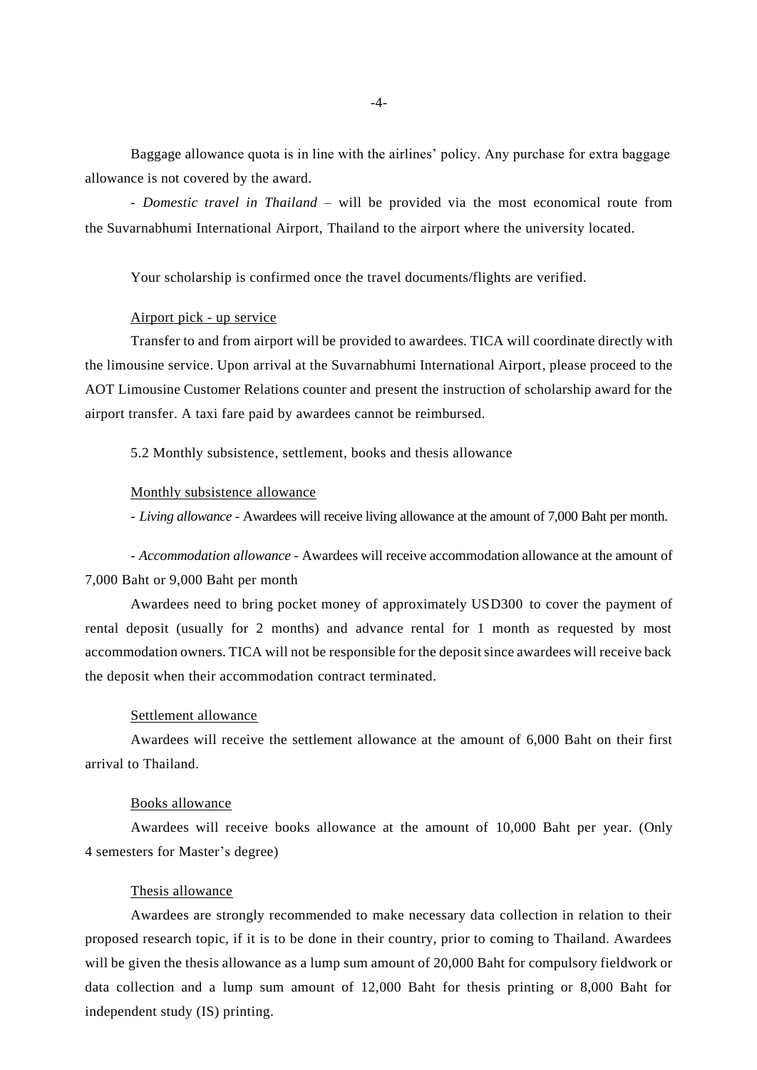Baggage allowance quota is in line with the airlines' policy. Any purchase for extra baggage allowance is not covered by the award.

- *Domestic travel in Thailand* – will be provided via the most economical route from the Suvarnabhumi International Airport, Thailand to the airport where the university located.

Your scholarship is confirmed once the travel documents/flights are verified.

<u>Airport pick - up service</u>

Transfer to and from airport will be provided to awardees. TICA will coordinate directly with the limousine service. Upon arrival at the Suvarnabhumi International Airport, please proceed to the AOT Limousine Customer Relations counter and present the instruction of scholarship award for the airport transfer. A taxi fare paid by awardees cannot be reimbursed.

5.2 Monthly subsistence, settlement, books and thesis allowance

<u>Monthly subsistence allowance</u>

- *Living allowance* - Awardees will receive living allowance at the amount of 7,000 Baht per month.

- *Accommodation allowance* - Awardees will receive accommodation allowance at the amount of 7,000 Baht or 9,000 Baht per month

Awardees need to bring pocket money of approximately USD300 to cover the payment of rental deposit (usually for 2 months) and advance rental for 1 month as requested by most accommodation owners. TICA will not be responsible for the deposit since awardees will receive back the deposit when their accommodation contract terminated.

<u>Settlement allowance</u>

Awardees will receive the settlement allowance at the amount of 6,000 Baht on their first arrival to Thailand.

<u>Books allowance</u>

Awardees will receive books allowance at the amount of 10,000 Baht per year. (Only 4 semesters for Master's degree)

<u>Thesis allowance</u>

Awardees are strongly recommended to make necessary data collection in relation to their proposed research topic, if it is to be done in their country, prior to coming to Thailand. Awardees will be given the thesis allowance as a lump sum amount of 20,000 Baht for compulsory fieldwork or data collection and a lump sum amount of 12,000 Baht for thesis printing or 8,000 Baht for independent study (IS) printing.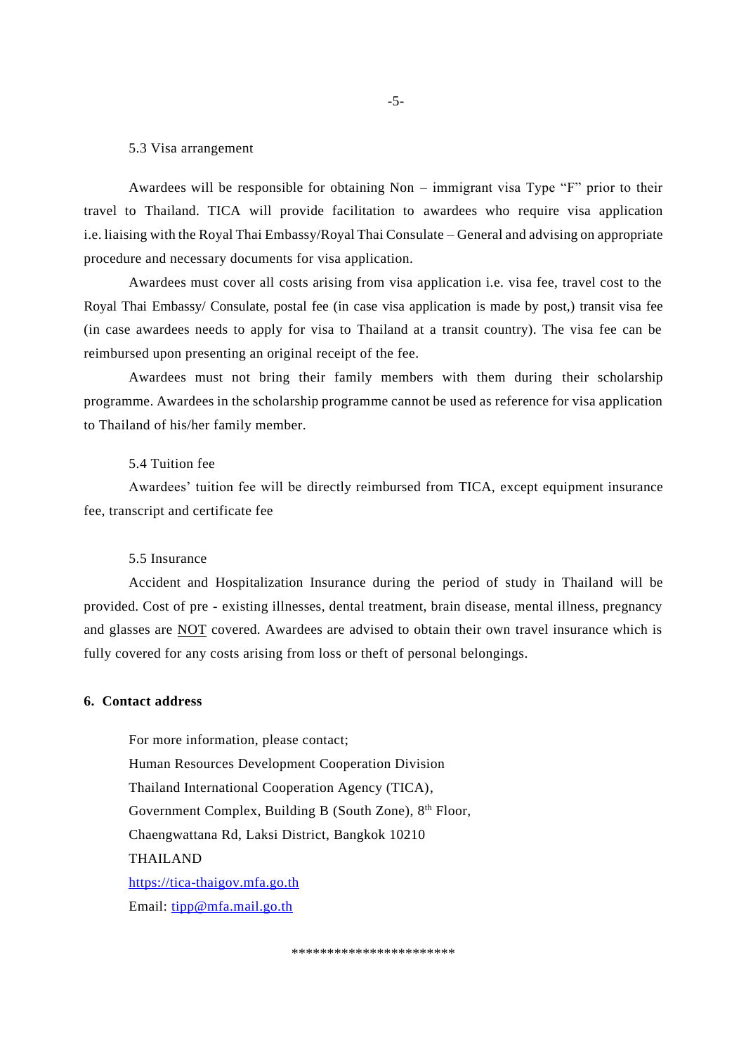5.3 Visa arrangement

Awardees will be responsible for obtaining Non – immigrant visa Type "F" prior to their travel to Thailand. TICA will provide facilitation to awardees who require visa application i.e. liaising with the Royal Thai Embassy/Royal Thai Consulate – General and advising on appropriate procedure and necessary documents for visa application.

Awardees must cover all costs arising from visa application i.e. visa fee, travel cost to the Royal Thai Embassy/ Consulate, postal fee (in case visa application is made by post,) transit visa fee (in case awardees needs to apply for visa to Thailand at a transit country). The visa fee can be reimbursed upon presenting an original receipt of the fee.

Awardees must not bring their family members with them during their scholarship programme. Awardees in the scholarship programme cannot be used as reference for visa application to Thailand of his/her family member.

5.4 Tuition fee

Awardees' tuition fee will be directly reimbursed from TICA, except equipment insurance fee, transcript and certificate fee

5.5 Insurance

Accident and Hospitalization Insurance during the period of study in Thailand will be provided. Cost of pre - existing illnesses, dental treatment, brain disease, mental illness, pregnancy and glasses are <u>NOT</u> covered. Awardees are advised to obtain their own travel insurance which is fully covered for any costs arising from loss or theft of personal belongings.

**6. Contact address**

For more information, please contact;
Human Resources Development Cooperation Division
Thailand International Cooperation Agency (TICA),
Government Complex, Building B (South Zone), 8th Floor,
Chaengwattana Rd, Laksi District, Bangkok 10210
THAILAND
https://tica-thaigov.mfa.go.th
Email: tipp@mfa.mail.go.th

***********************